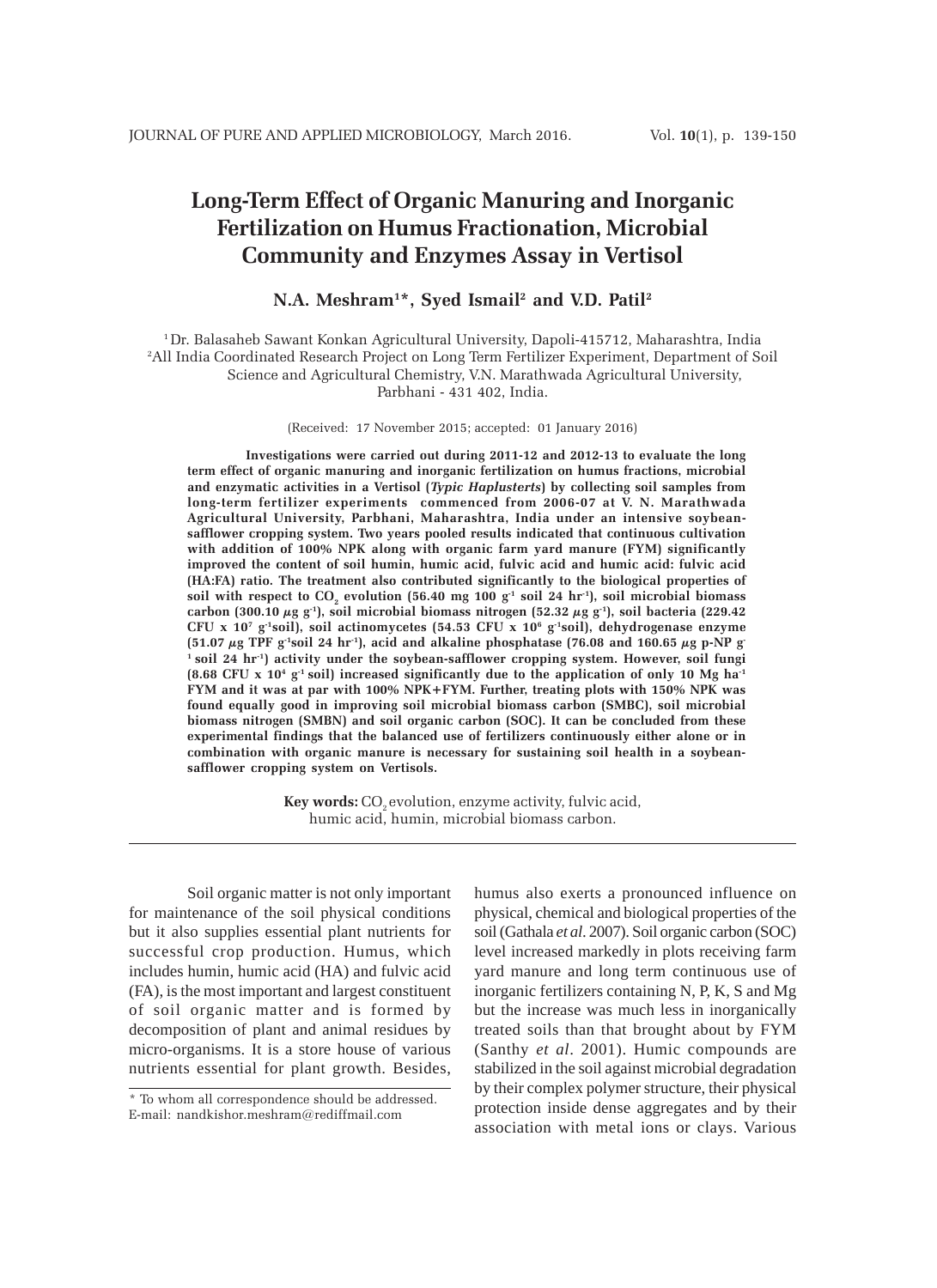# Long-Term Effect of Organic Manuring and Inorganic Fertilization on Humus Fractionation, Microbial Community and Enzymes Assay in Vertisol

**N.A. Meshram[1]\*, Syed Ismail[2] and V.D. Patil[2]**

[1] Dr. Balasaheb Sawant Konkan Agricultural University, Dapoli-415712, Maharashtra, India
[2] All India Coordinated Research Project on Long Term Fertilizer Experiment, Department of Soil Science and Agricultural Chemistry, V.N. Marathwada Agricultural University, Parbhani - 431 402, India.

(Received: 17 November 2015; accepted: 01 January 2016)

**Investigations were carried out during 2011-12 and 2012-13 to evaluate the long term effect of organic manuring and inorganic fertilization on humus fractions, microbial and enzymatic activities in a Vertisol (*Typic Haplusterts*) by collecting soil samples from long-term fertilizer experiments commenced from 2006-07 at V. N. Marathwada Agricultural University, Parbhani, Maharashtra, India under an intensive soybean-safflower cropping system. Two years pooled results indicated that continuous cultivation with addition of 100% NPK along with organic farm yard manure (FYM) significantly improved the content of soil humin, humic acid, fulvic acid and humic acid: fulvic acid (HA:FA) ratio. The treatment also contributed significantly to the biological properties of soil with respect to $CO_2$ evolution (56.40 mg 100 $g^{-1}$ soil 24 $hr^{-1}$), soil microbial biomass carbon (300.10 $\mu g\ g^{-1}$), soil microbial biomass nitrogen (52.32 $\mu g\ g^{-1}$), soil bacteria (229.42 CFU x $10^7$ $g^{-1}$soil), soil actinomycetes (54.53 CFU x $10^6$ $g^{-1}$soil), dehydrogenase enzyme (51.07 $\mu$g TPF $g^{-1}$soil 24 $hr^{-1}$), acid and alkaline phosphatase (76.08 and 160.65 $\mu$g p-NP $g^{-1}$ soil 24 $hr^{-1}$) activity under the soybean-safflower cropping system. However, soil fungi (8.68 CFU x $10^4$ $g^{-1}$ soil) increased significantly due to the application of only 10 Mg $ha^{-1}$ FYM and it was at par with 100% NPK+FYM. Further, treating plots with 150% NPK was found equally good in improving soil microbial biomass carbon (SMBC), soil microbial biomass nitrogen (SMBN) and soil organic carbon (SOC). It can be concluded from these experimental findings that the balanced use of fertilizers continuously either alone or in combination with organic manure is necessary for sustaining soil health in a soybean-safflower cropping system on Vertisols.**

**Key words:** $CO_2$ evolution, enzyme activity, fulvic acid, humic acid, humin, microbial biomass carbon.

Soil organic matter is not only important for maintenance of the soil physical conditions but it also supplies essential plant nutrients for successful crop production. Humus, which includes humin, humic acid (HA) and fulvic acid (FA), is the most important and largest constituent of soil organic matter and is formed by decomposition of plant and animal residues by micro-organisms. It is a store house of various nutrients essential for plant growth. Besides, humus also exerts a pronounced influence on physical, chemical and biological properties of the soil (Gathala *et al.* 2007). Soil organic carbon (SOC) level increased markedly in plots receiving farm yard manure and long term continuous use of inorganic fertilizers containing N, P, K, S and Mg but the increase was much less in inorganically treated soils than that brought about by FYM (Santhy *et al*. 2001). Humic compounds are stabilized in the soil against microbial degradation by their complex polymer structure, their physical protection inside dense aggregates and by their association with metal ions or clays. Various

\* To whom all correspondence should be addressed.
E-mail: nandkishor.meshram@rediffmail.com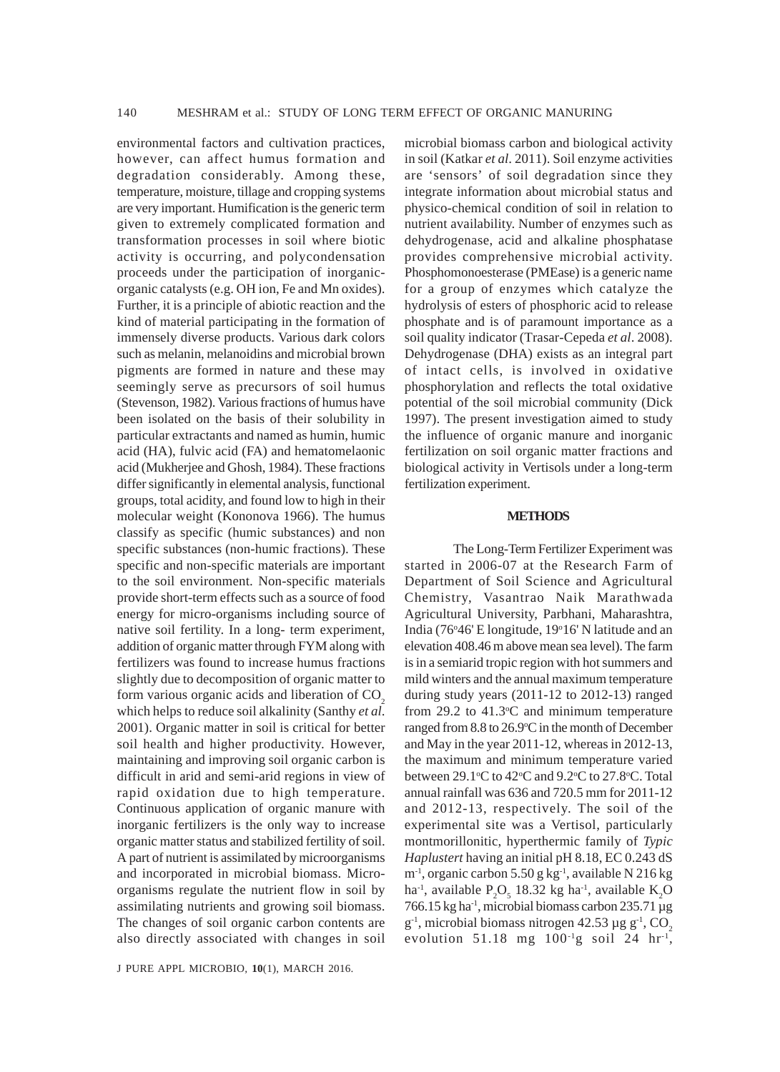environmental factors and cultivation practices, however, can affect humus formation and degradation considerably. Among these, temperature, moisture, tillage and cropping systems are very important. Humification is the generic term given to extremely complicated formation and transformation processes in soil where biotic activity is occurring, and polycondensation proceeds under the participation of inorganic-organic catalysts (e.g. OH ion, Fe and Mn oxides). Further, it is a principle of abiotic reaction and the kind of material participating in the formation of immensely diverse products. Various dark colors such as melanin, melanoidins and microbial brown pigments are formed in nature and these may seemingly serve as precursors of soil humus (Stevenson, 1982). Various fractions of humus have been isolated on the basis of their solubility in particular extractants and named as humin, humic acid (HA), fulvic acid (FA) and hematomelaonic acid (Mukherjee and Ghosh, 1984). These fractions differ significantly in elemental analysis, functional groups, total acidity, and found low to high in their molecular weight (Kononova 1966). The humus classify as specific (humic substances) and non specific substances (non-humic fractions). These specific and non-specific materials are important to the soil environment. Non-specific materials provide short-term effects such as a source of food energy for micro-organisms including source of native soil fertility. In a long- term experiment, addition of organic matter through FYM along with fertilizers was found to increase humus fractions slightly due to decomposition of organic matter to form various organic acids and liberation of $CO_2$ which helps to reduce soil alkalinity (Santhy *et al*. 2001). Organic matter in soil is critical for better soil health and higher productivity. However, maintaining and improving soil organic carbon is difficult in arid and semi-arid regions in view of rapid oxidation due to high temperature. Continuous application of organic manure with inorganic fertilizers is the only way to increase organic matter status and stabilized fertility of soil. A part of nutrient is assimilated by microorganisms and incorporated in microbial biomass. Micro-organisms regulate the nutrient flow in soil by assimilating nutrients and growing soil biomass. The changes of soil organic carbon contents are also directly associated with changes in soil microbial biomass carbon and biological activity in soil (Katkar *et al*. 2011). Soil enzyme activities are 'sensors' of soil degradation since they integrate information about microbial status and physico-chemical condition of soil in relation to nutrient availability. Number of enzymes such as dehydrogenase, acid and alkaline phosphatase provides comprehensive microbial activity. Phosphomonoesterase (PMEase) is a generic name for a group of enzymes which catalyze the hydrolysis of esters of phosphoric acid to release phosphate and is of paramount importance as a soil quality indicator (Trasar-Cepeda *et al*. 2008). Dehydrogenase (DHA) exists as an integral part of intact cells, is involved in oxidative phosphorylation and reflects the total oxidative potential of the soil microbial community (Dick 1997). The present investigation aimed to study the influence of organic manure and inorganic fertilization on soil organic matter fractions and biological activity in Vertisols under a long-term fertilization experiment.

## METHODS

The Long-Term Fertilizer Experiment was started in 2006-07 at the Research Farm of Department of Soil Science and Agricultural Chemistry, Vasantrao Naik Marathwada Agricultural University, Parbhani, Maharashtra, India (76°46' E longitude, 19°16' N latitude and an elevation 408.46 m above mean sea level). The farm is in a semiarid tropic region with hot summers and mild winters and the annual maximum temperature during study years (2011-12 to 2012-13) ranged from 29.2 to 41.3°C and minimum temperature ranged from 8.8 to 26.9°C in the month of December and May in the year 2011-12, whereas in 2012-13, the maximum and minimum temperature varied between 29.1°C to 42°C and 9.2°C to 27.8°C. Total annual rainfall was 636 and 720.5 mm for 2011-12 and 2012-13, respectively. The soil of the experimental site was a Vertisol, particularly montmorillonitic, hyperthermic family of *Typic Haplustert* having an initial pH 8.18, EC 0.243 dS $m^{-1}$, organic carbon 5.50 g $kg^{-1}$, available N 216 kg $ha^{-1}$, available $P_2O_5$ 18.32 kg $ha^{-1}$, available $K_2O$ 766.15 kg $ha^{-1}$, microbial biomass carbon 235.71 µg $g^{-1}$, microbial biomass nitrogen 42.53 µg $g^{-1}$, $CO_2$ evolution 51.18 mg $100^{-1}$g soil 24 $hr^{-1}$,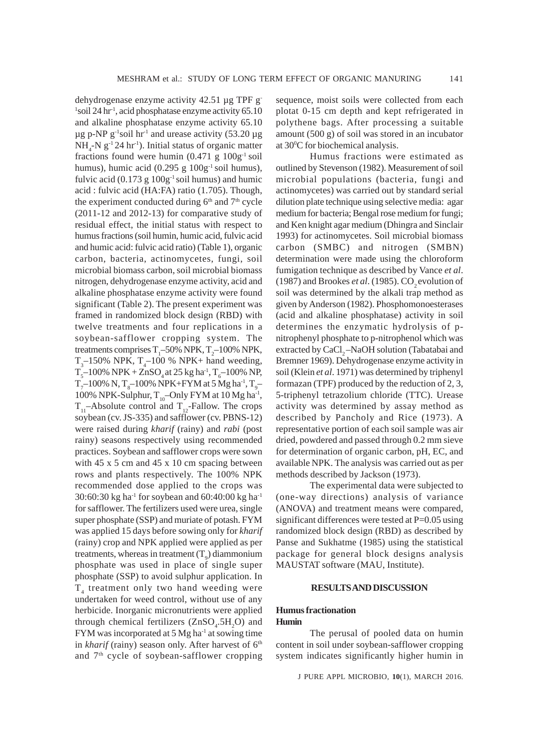dehydrogenase enzyme activity 42.51 µg TPF $g^{-1}$soil 24 $hr^{-1}$, acid phosphatase enzyme activity 65.10 and alkaline phosphatase enzyme activity 65.10 µg p-NP $g^{-1}$soil $hr^{-1}$ and urease activity (53.20 µg $NH_4$-N $g^{-1}$ 24 $hr^{-1}$). Initial status of organic matter fractions found were humin (0.471 g 100$g^{-1}$ soil humus), humic acid (0.295 g 100$g^{-1}$ soil humus), fulvic acid (0.173 g 100$g^{-1}$ soil humus) and humic acid : fulvic acid (HA:FA) ratio (1.705). Though, the experiment conducted during $6^{th}$ and $7^{th}$ cycle (2011-12 and 2012-13) for comparative study of residual effect, the initial status with respect to humus fractions (soil humin, humic acid, fulvic acid and humic acid: fulvic acid ratio) (Table 1), organic carbon, bacteria, actinomycetes, fungi, soil microbial biomass carbon, soil microbial biomass nitrogen, dehydrogenase enzyme activity, acid and alkaline phosphatase enzyme activity were found significant (Table 2). The present experiment was framed in randomized block design (RBD) with twelve treatments and four replications in a soybean-safflower cropping system. The treatments comprises $T_1$–50% NPK, $T_2$–100% NPK, $T_3$–150% NPK, $T_4$–100 % NPK+ hand weeding, $T_5$–100% NPK + $ZnSO_4$ at 25 kg $ha^{-1}$, $T_6$–100% NP, $T_7$–100% N, $T_8$–100% NPK+FYM at 5 Mg $ha^{-1}$, $T_9$–100% NPK-Sulphur, $T_{10}$–Only FYM at 10 Mg $ha^{-1}$, $T_{11}$–Absolute control and $T_{12}$-Fallow. The crops soybean (cv. JS-335) and safflower (cv. PBNS-12) were raised during *kharif* (rainy) and *rabi* (post rainy) seasons respectively using recommended practices. Soybean and safflower crops were sown with 45 x 5 cm and 45 x 10 cm spacing between rows and plants respectively. The 100% NPK recommended dose applied to the crops was 30:60:30 kg $ha^{-1}$ for soybean and 60:40:00 kg $ha^{-1}$ for safflower. The fertilizers used were urea, single super phosphate (SSP) and muriate of potash. FYM was applied 15 days before sowing only for *kharif* (rainy) crop and NPK applied were applied as per treatments, whereas in treatment ($T_9$) diammonium phosphate was used in place of single super phosphate (SSP) to avoid sulphur application. In $T_4$ treatment only two hand weeding were undertaken for weed control, without use of any herbicide. Inorganic micronutrients were applied through chemical fertilizers ($ZnSO_4.5H_2O$) and FYM was incorporated at 5 Mg $ha^{-1}$ at sowing time in *kharif* (rainy) season only. After harvest of $6^{th}$ and $7^{th}$ cycle of soybean-safflower cropping sequence, moist soils were collected from each plotat 0-15 cm depth and kept refrigerated in polythene bags. After processing a suitable amount (500 g) of soil was stored in an incubator at 30$^0$C for biochemical analysis.

Humus fractions were estimated as outlined by Stevenson (1982). Measurement of soil microbial populations (bacteria, fungi and actinomycetes) was carried out by standard serial dilution plate technique using selective media: agar medium for bacteria; Bengal rose medium for fungi; and Ken knight agar medium (Dhingra and Sinclair 1993) for actinomycetes. Soil microbial biomass carbon (SMBC) and nitrogen (SMBN) determination were made using the chloroform fumigation technique as described by Vance *et al*. (1987) and Brookes *et al*. (1985). $CO_2$ evolution of soil was determined by the alkali trap method as given by Anderson (1982). Phosphomonoesterases (acid and alkaline phosphatase) activity in soil determines the enzymatic hydrolysis of p-nitrophenyl phosphate to p-nitrophenol which was extracted by $CaCl_2$–NaOH solution (Tabatabai and Bremner 1969). Dehydrogenase enzyme activity in soil (Klein *et al*. 1971) was determined by triphenyl formazan (TPF) produced by the reduction of 2, 3, 5-triphenyl tetrazolium chloride (TTC). Urease activity was determined by assay method as described by Pancholy and Rice (1973). A representative portion of each soil sample was air dried, powdered and passed through 0.2 mm sieve for determination of organic carbon, pH, EC, and available NPK. The analysis was carried out as per methods described by Jackson (1973).

The experimental data were subjected to (one-way directions) analysis of variance (ANOVA) and treatment means were compared, significant differences were tested at P=0.05 using randomized block design (RBD) as described by Panse and Sukhatme (1985) using the statistical package for general block designs analysis MAUSTAT software (MAU, Institute).

## RESULTS AND DISCUSSION

### Humus fractionation

#### Humin

The perusal of pooled data on humin content in soil under soybean-safflower cropping system indicates significantly higher humin in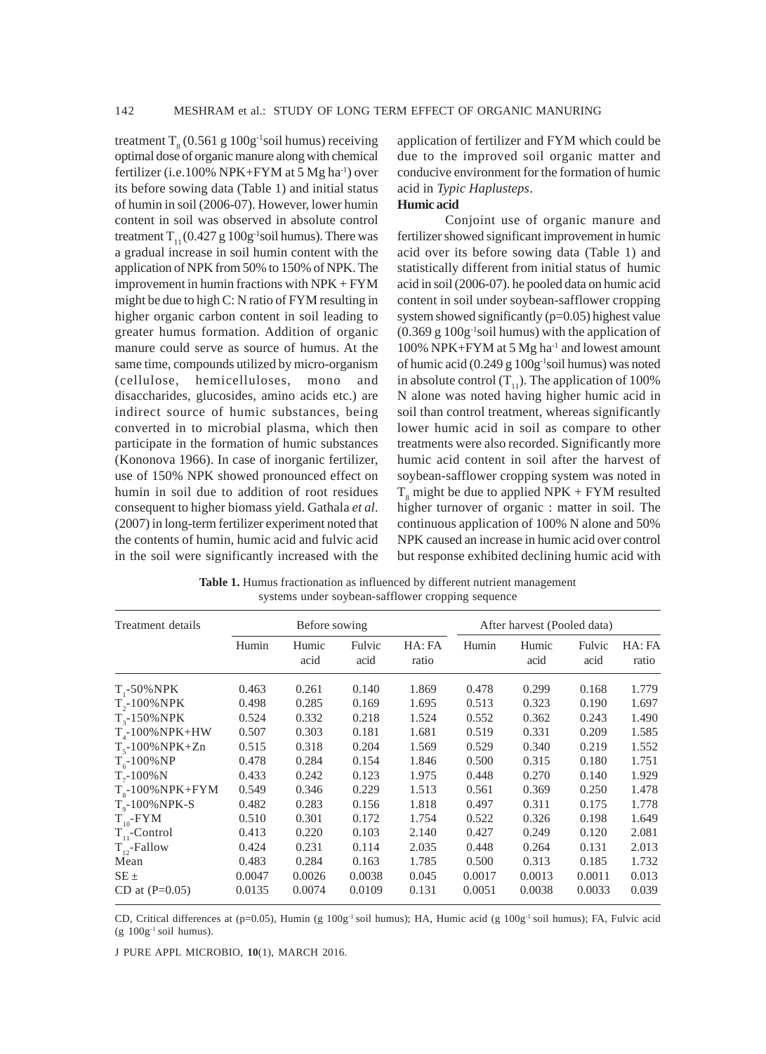treatment $T_8$ (0.561 g $100g^{-1}$soil humus) receiving optimal dose of organic manure along with chemical fertilizer (i.e.100% NPK+FYM at 5 Mg $ha^{-1}$) over its before sowing data (Table 1) and initial status of humin in soil (2006-07). However, lower humin content in soil was observed in absolute control treatment $T_{11}$ (0.427 g $100g^{-1}$soil humus). There was a gradual increase in soil humin content with the application of NPK from 50% to 150% of NPK. The improvement in humin fractions with NPK + FYM might be due to high C: N ratio of FYM resulting in higher organic carbon content in soil leading to greater humus formation. Addition of organic manure could serve as source of humus. At the same time, compounds utilized by micro-organism (cellulose, hemicelluloses, mono and disaccharides, glucosides, amino acids etc.) are indirect source of humic substances, being converted in to microbial plasma, which then participate in the formation of humic substances (Kononova 1966). In case of inorganic fertilizer, use of 150% NPK showed pronounced effect on humin in soil due to addition of root residues consequent to higher biomass yield. Gathala *et al.* (2007) in long-term fertilizer experiment noted that the contents of humin, humic acid and fulvic acid in the soil were significantly increased with the application of fertilizer and FYM which could be due to the improved soil organic matter and conducive environment for the formation of humic acid in *Typic Haplusteps*.

**Humic acid**

Conjoint use of organic manure and fertilizer showed significant improvement in humic acid over its before sowing data (Table 1) and statistically different from initial status of humic acid in soil (2006-07). he pooled data on humic acid content in soil under soybean-safflower cropping system showed significantly (p=0.05) highest value (0.369 g $100g^{-1}$soil humus) with the application of 100% NPK+FYM at 5 Mg $ha^{-1}$ and lowest amount of humic acid (0.249 g $100g^{-1}$soil humus) was noted in absolute control ($T_{11}$). The application of 100% N alone was noted having higher humic acid in soil than control treatment, whereas significantly lower humic acid in soil as compare to other treatments were also recorded. Significantly more humic acid content in soil after the harvest of soybean-safflower cropping system was noted in $T_8$ might be due to applied NPK + FYM resulted higher turnover of organic : matter in soil. The continuous application of 100% N alone and 50% NPK caused an increase in humic acid over control but response exhibited declining humic acid with

**Table 1.** Humus fractionation as influenced by different nutrient management systems under soybean-safflower cropping sequence

| Treatment details | Before sowing | | | | After harvest (Pooled data) | | | |
|---|---|---|---|---|---|---|---|---|
| | Humin | Humic acid | Fulvic acid | HA: FA ratio | Humin | Humic acid | Fulvic acid | HA: FA ratio |
| $T_1$-50%NPK | 0.463 | 0.261 | 0.140 | 1.869 | 0.478 | 0.299 | 0.168 | 1.779 |
| $T_2$-100%NPK | 0.498 | 0.285 | 0.169 | 1.695 | 0.513 | 0.323 | 0.190 | 1.697 |
| $T_3$-150%NPK | 0.524 | 0.332 | 0.218 | 1.524 | 0.552 | 0.362 | 0.243 | 1.490 |
| $T_4$-100%NPK+HW | 0.507 | 0.303 | 0.181 | 1.681 | 0.519 | 0.331 | 0.209 | 1.585 |
| $T_5$-100%NPK+Zn | 0.515 | 0.318 | 0.204 | 1.569 | 0.529 | 0.340 | 0.219 | 1.552 |
| $T_6$-100%NP | 0.478 | 0.284 | 0.154 | 1.846 | 0.500 | 0.315 | 0.180 | 1.751 |
| $T_7$-100%N | 0.433 | 0.242 | 0.123 | 1.975 | 0.448 | 0.270 | 0.140 | 1.929 |
| $T_8$-100%NPK+FYM | 0.549 | 0.346 | 0.229 | 1.513 | 0.561 | 0.369 | 0.250 | 1.478 |
| $T_9$-100%NPK-S | 0.482 | 0.283 | 0.156 | 1.818 | 0.497 | 0.311 | 0.175 | 1.778 |
| $T_{10}$-FYM | 0.510 | 0.301 | 0.172 | 1.754 | 0.522 | 0.326 | 0.198 | 1.649 |
| $T_{11}$-Control | 0.413 | 0.220 | 0.103 | 2.140 | 0.427 | 0.249 | 0.120 | 2.081 |
| $T_{12}$-Fallow | 0.424 | 0.231 | 0.114 | 2.035 | 0.448 | 0.264 | 0.131 | 2.013 |
| Mean | 0.483 | 0.284 | 0.163 | 1.785 | 0.500 | 0.313 | 0.185 | 1.732 |
| SE ± | 0.0047 | 0.0026 | 0.0038 | 0.045 | 0.0017 | 0.0013 | 0.0011 | 0.013 |
| CD at (P=0.05) | 0.0135 | 0.0074 | 0.0109 | 0.131 | 0.0051 | 0.0038 | 0.0033 | 0.039 |

CD, Critical differences at (p=0.05), Humin (g $100g^{-1}$ soil humus); HA, Humic acid (g $100g^{-1}$ soil humus); FA, Fulvic acid (g $100g^{-1}$ soil humus).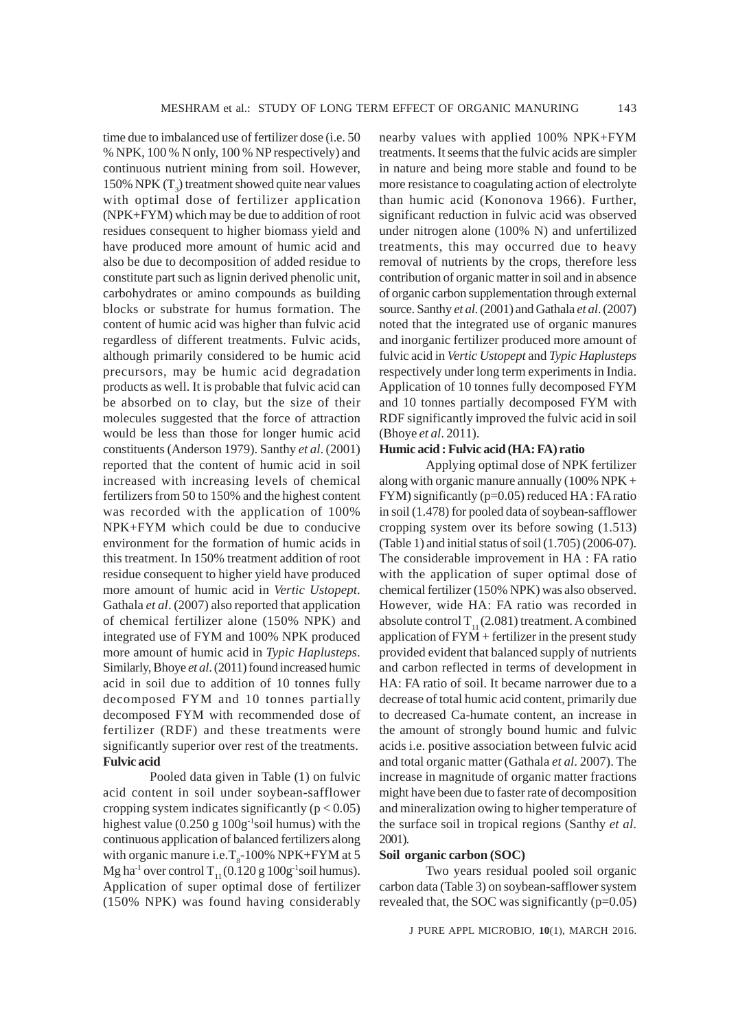time due to imbalanced use of fertilizer dose (i.e. 50 % NPK, 100 % N only, 100 % NP respectively) and continuous nutrient mining from soil. However, 150% NPK ($T_3$) treatment showed quite near values with optimal dose of fertilizer application (NPK+FYM) which may be due to addition of root residues consequent to higher biomass yield and have produced more amount of humic acid and also be due to decomposition of added residue to constitute part such as lignin derived phenolic unit, carbohydrates or amino compounds as building blocks or substrate for humus formation. The content of humic acid was higher than fulvic acid regardless of different treatments. Fulvic acids, although primarily considered to be humic acid precursors, may be humic acid degradation products as well. It is probable that fulvic acid can be absorbed on to clay, but the size of their molecules suggested that the force of attraction would be less than those for longer humic acid constituents (Anderson 1979). Santhy *et al*. (2001) reported that the content of humic acid in soil increased with increasing levels of chemical fertilizers from 50 to 150% and the highest content was recorded with the application of 100% NPK+FYM which could be due to conducive environment for the formation of humic acids in this treatment. In 150% treatment addition of root residue consequent to higher yield have produced more amount of humic acid in *Vertic Ustopept*. Gathala *et al*. (2007) also reported that application of chemical fertilizer alone (150% NPK) and integrated use of FYM and 100% NPK produced more amount of humic acid in *Typic Haplusteps*. Similarly, Bhoye *et al*. (2011) found increased humic acid in soil due to addition of 10 tonnes fully decomposed FYM and 10 tonnes partially decomposed FYM with recommended dose of fertilizer (RDF) and these treatments were significantly superior over rest of the treatments.

**Fulvic acid**

Pooled data given in Table (1) on fulvic acid content in soil under soybean-safflower cropping system indicates significantly ($p < 0.05$) highest value (0.250 g $100g^{-1}$soil humus) with the continuous application of balanced fertilizers along with organic manure i.e.$T_8$-100% NPK+FYM at 5 Mg $ha^{-1}$ over control $T_{11}$ (0.120 g $100g^{-1}$soil humus). Application of super optimal dose of fertilizer (150% NPK) was found having considerably nearby values with applied 100% NPK+FYM treatments. It seems that the fulvic acids are simpler in nature and being more stable and found to be more resistance to coagulating action of electrolyte than humic acid (Kononova 1966). Further, significant reduction in fulvic acid was observed under nitrogen alone (100% N) and unfertilized treatments, this may occurred due to heavy removal of nutrients by the crops, therefore less contribution of organic matter in soil and in absence of organic carbon supplementation through external source. Santhy *et al*. (2001) and Gathala *et al*. (2007) noted that the integrated use of organic manures and inorganic fertilizer produced more amount of fulvic acid in *Vertic Ustopept* and *Typic Haplusteps* respectively under long term experiments in India. Application of 10 tonnes fully decomposed FYM and 10 tonnes partially decomposed FYM with RDF significantly improved the fulvic acid in soil (Bhoye *et al*. 2011).

**Humic acid : Fulvic acid (HA: FA) ratio**

Applying optimal dose of NPK fertilizer along with organic manure annually (100% NPK + FYM) significantly ($p=0.05$) reduced HA : FA ratio in soil (1.478) for pooled data of soybean-safflower cropping system over its before sowing (1.513) (Table 1) and initial status of soil (1.705) (2006-07). The considerable improvement in HA : FA ratio with the application of super optimal dose of chemical fertilizer (150% NPK) was also observed. However, wide HA: FA ratio was recorded in absolute control $T_{11}$ (2.081) treatment. A combined application of FYM + fertilizer in the present study provided evident that balanced supply of nutrients and carbon reflected in terms of development in HA: FA ratio of soil. It became narrower due to a decrease of total humic acid content, primarily due to decreased Ca-humate content, an increase in the amount of strongly bound humic and fulvic acids i.e. positive association between fulvic acid and total organic matter (Gathala *et al*. 2007). The increase in magnitude of organic matter fractions might have been due to faster rate of decomposition and mineralization owing to higher temperature of the surface soil in tropical regions (Santhy *et al*. 2001).

**Soil organic carbon (SOC)**

Two years residual pooled soil organic carbon data (Table 3) on soybean-safflower system revealed that, the SOC was significantly ($p=0.05$)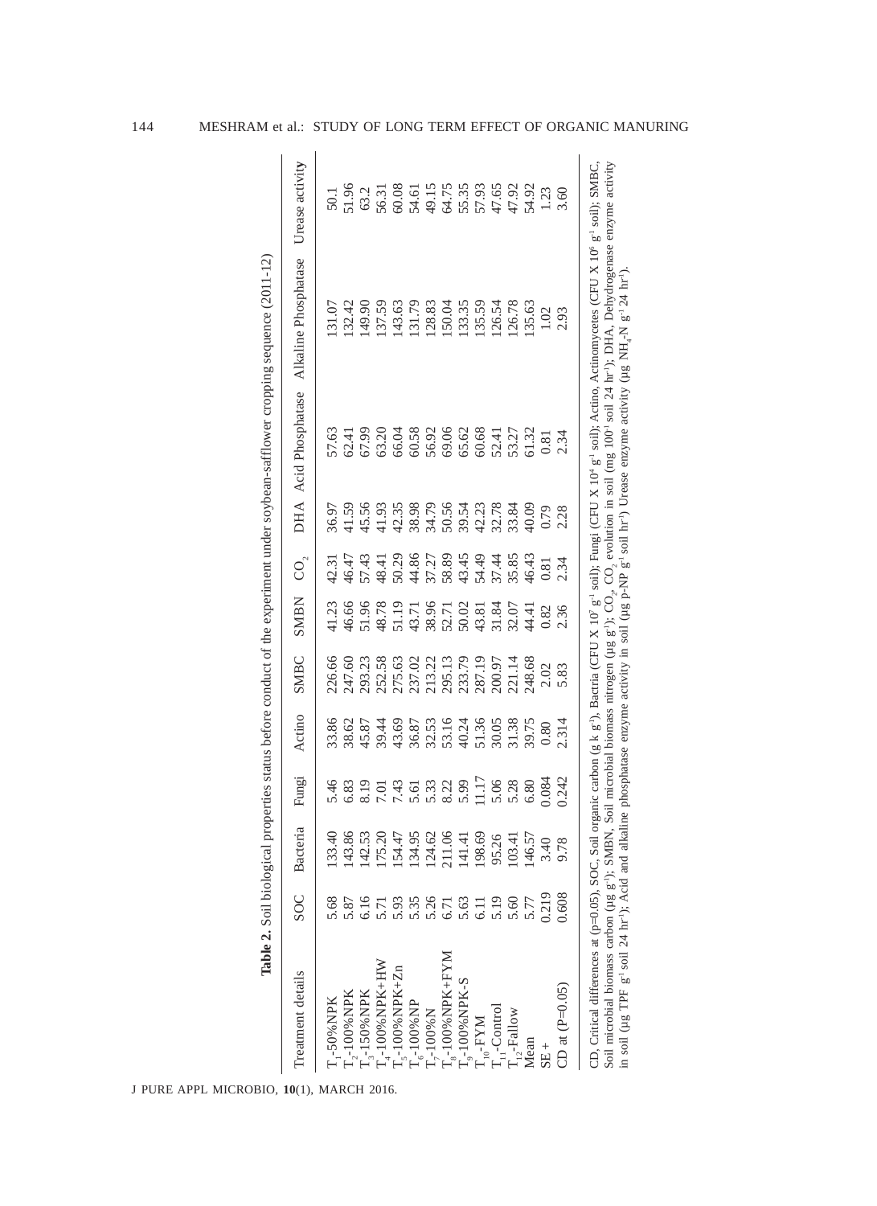**Table 2.** Soil biological properties status before conduct of the experiment under soybean-safflower cropping sequence (2011-12)

| Treatment details | SOC | Bacteria | Fungi | Actino | SMBC | SMBN | $CO_2$ | DHA | Acid Phosphatase | Alkaline Phosphatase | Urease activity |
|---|---|---|---|---|---|---|---|---|---|---|---|
| $T_1$-50%NPK | 5.68 | 133.40 | 5.46 | 33.86 | 226.66 | 41.23 | 42.31 | 36.97 | 57.63 | 131.07 | 50.1 |
| $T_2$-100%NPK | 5.87 | 143.86 | 6.83 | 38.62 | 247.60 | 46.66 | 46.47 | 41.59 | 62.41 | 132.42 | 51.96 |
| $T_3$-150%NPK | 6.16 | 142.53 | 8.19 | 45.87 | 293.23 | 51.96 | 57.43 | 45.56 | 67.99 | 149.90 | 63.2 |
| $T_4$-100%NPK+HW | 5.71 | 175.20 | 7.01 | 39.44 | 252.58 | 48.78 | 48.41 | 41.93 | 63.20 | 137.59 | 56.31 |
| $T_5$-100%NPK+Zn | 5.93 | 154.47 | 7.43 | 43.69 | 275.63 | 51.19 | 50.29 | 42.35 | 66.04 | 143.63 | 60.08 |
| $T_6$-100%NP | 5.35 | 134.95 | 5.61 | 36.87 | 237.02 | 43.71 | 44.86 | 38.98 | 60.58 | 131.79 | 54.61 |
| $T_7$-100%N | 5.26 | 124.62 | 5.33 | 32.53 | 213.22 | 38.96 | 37.27 | 34.79 | 56.92 | 128.83 | 49.15 |
| $T_8$-100%NPK+FYM | 6.71 | 211.06 | 8.22 | 53.16 | 295.13 | 52.71 | 58.89 | 50.56 | 69.06 | 150.04 | 64.75 |
| $T_9$-100%NPK-S | 5.63 | 141.41 | 5.99 | 40.24 | 233.79 | 50.02 | 43.45 | 39.54 | 65.62 | 133.35 | 55.35 |
| $T_{10}$-FYM | 6.11 | 198.69 | 11.17 | 51.36 | 287.19 | 43.81 | 54.49 | 42.23 | 60.68 | 135.59 | 57.93 |
| $T_{11}$-Control | 5.19 | 95.26 | 5.06 | 30.05 | 200.97 | 31.84 | 37.44 | 32.78 | 52.41 | 126.54 | 47.65 |
| $T_{12}$-Fallow | 5.60 | 103.41 | 5.28 | 31.38 | 221.14 | 32.07 | 35.85 | 33.84 | 53.27 | 126.78 | 47.92 |
| Mean | 5.77 | 146.57 | 6.80 | 39.75 | 248.68 | 44.41 | 46.43 | 40.09 | 61.32 | 135.63 | 54.92 |
| SE+ | 0.219 | 3.40 | 0.084 | 0.80 | 2.02 | 0.82 | 0.81 | 0.79 | 0.81 | 1.02 | 1.23 |
| CD at (P=0.05) | 0.608 | 9.78 | 0.242 | 2.314 | 5.83 | 2.36 | 2.34 | 2.28 | 2.34 | 2.93 | 3.60 |

CD, Critical differences at (p=0.05), SOC, Soil organic carbon (g k g$^{-1}$), Bactria (CFU X $10^7$ g$^{-1}$ soil); Fungi (CFU X $10^4$ g$^{-1}$ soil); Actino, Actinomycetes (CFU X $10^6$ g$^{-1}$ soil); SMBC, Soil microbial biomass carbon (µg g$^{-1}$); SMBN, Soil microbial biomass nitrogen (µg g$^{-1}$); $CO_2$, $CO_2$ evolution in soil (mg $100^1$ soil 24 hr$^{-1}$); DHA, Dehydrogenase enzyme activity in soil (µg TPF g$^{-1}$ soil 24 hr$^{-1}$); Acid and alkaline phosphatase enzyme activity in soil (µg p-NP g$^{-1}$ soil hr$^{-1}$) Urease enzyme activity (µg $NH_4$-N g$^{-1}$ 24 hr$^{-1}$).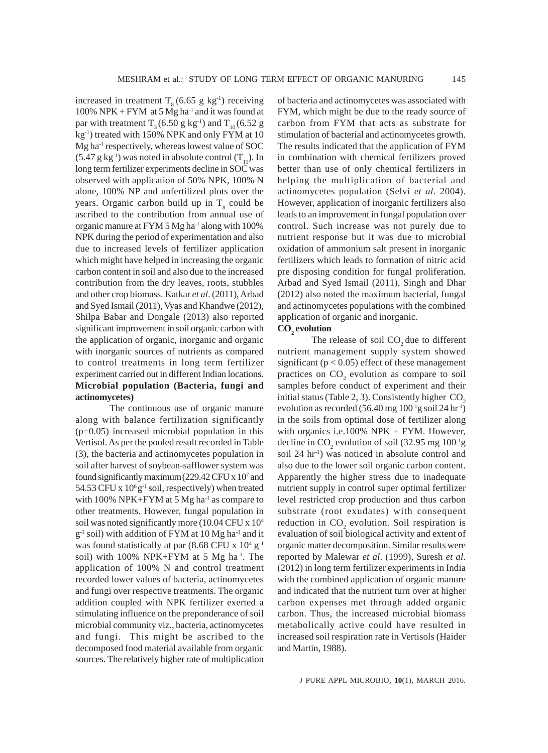increased in treatment $T_8$ (6.65 g $kg^{-1}$) receiving 100% NPK + FYM at 5 Mg $ha^{-1}$ and it was found at par with treatment $T_3$ (6.50 g $kg^{-1}$) and $T_{10}$ (6.52 g $kg^{-1}$) treated with 150% NPK and only FYM at 10 Mg $ha^{-1}$ respectively, whereas lowest value of SOC (5.47 g $kg^{-1}$) was noted in absolute control ($T_{11}$). In long term fertilizer experiments decline in SOC was observed with application of 50% NPK, 100% N alone, 100% NP and unfertilized plots over the years. Organic carbon build up in $T_8$ could be ascribed to the contribution from annual use of organic manure at FYM 5 Mg $ha^{-1}$ along with 100% NPK during the period of experimentation and also due to increased levels of fertilizer application which might have helped in increasing the organic carbon content in soil and also due to the increased contribution from the dry leaves, roots, stubbles and other crop biomass. Katkar *et al*. (2011), Arbad and Syed Ismail (2011), Vyas and Khandwe (2012), Shilpa Babar and Dongale (2013) also reported significant improvement in soil organic carbon with the application of organic, inorganic and organic with inorganic sources of nutrients as compared to control treatments in long term fertilizer experiment carried out in different Indian locations.

**Microbial population (Bacteria, fungi and actinomycetes)**

The continuous use of organic manure along with balance fertilization significantly (p=0.05) increased microbial population in this Vertisol. As per the pooled result recorded in Table (3), the bacteria and actinomycetes population in soil after harvest of soybean-safflower system was found significantly maximum (229.42 CFU x $10^7$ and 54.53 CFU x $10^6$ $g^{-1}$ soil, respectively) when treated with 100% NPK+FYM at 5 Mg $ha^{-1}$ as compare to other treatments. However, fungal population in soil was noted significantly more (10.04 CFU x $10^4$ $g^{-1}$ soil) with addition of FYM at 10 Mg $ha^{-1}$ and it was found statistically at par (8.68 CFU x $10^4$ $g^{-1}$ soil) with 100% NPK+FYM at 5 Mg $ha^{-1}$. The application of 100% N and control treatment recorded lower values of bacteria, actinomycetes and fungi over respective treatments. The organic addition coupled with NPK fertilizer exerted a stimulating influence on the preponderance of soil microbial community viz., bacteria, actinomycetes and fungi. This might be ascribed to the decomposed food material available from organic sources. The relatively higher rate of multiplication of bacteria and actinomycetes was associated with FYM, which might be due to the ready source of carbon from FYM that acts as substrate for stimulation of bacterial and actinomycetes growth. The results indicated that the application of FYM in combination with chemical fertilizers proved better than use of only chemical fertilizers in helping the multiplication of bacterial and actinomycetes population (Selvi *et al*. 2004). However, application of inorganic fertilizers also leads to an improvement in fungal population over control. Such increase was not purely due to nutrient response but it was due to microbial oxidation of ammonium salt present in inorganic fertilizers which leads to formation of nitric acid pre disposing condition for fungal proliferation. Arbad and Syed Ismail (2011), Singh and Dhar (2012) also noted the maximum bacterial, fungal and actinomycetes populations with the combined application of organic and inorganic.

**$CO_2$ evolution**

The release of soil $CO_2$ due to different nutrient management supply system showed significant ($p < 0.05$) effect of these management practices on $CO_2$ evolution as compare to soil samples before conduct of experiment and their initial status (Table 2, 3). Consistently higher $CO_2$ evolution as recorded (56.40 mg $100^{-1}$g soil 24 $hr^{-1}$) in the soils from optimal dose of fertilizer along with organics i.e.100% NPK + FYM. However, decline in $CO_2$ evolution of soil (32.95 mg $100^{-1}$g soil 24 $hr^{-1}$) was noticed in absolute control and also due to the lower soil organic carbon content. Apparently the higher stress due to inadequate nutrient supply in control super optimal fertilizer level restricted crop production and thus carbon substrate (root exudates) with consequent reduction in $CO_2$ evolution. Soil respiration is evaluation of soil biological activity and extent of organic matter decomposition. Similar results were reported by Malewar *et al*. (1999), Suresh *et al*. (2012) in long term fertilizer experiments in India with the combined application of organic manure and indicated that the nutrient turn over at higher carbon expenses met through added organic carbon. Thus, the increased microbial biomass metabolically active could have resulted in increased soil respiration rate in Vertisols (Haider and Martin, 1988).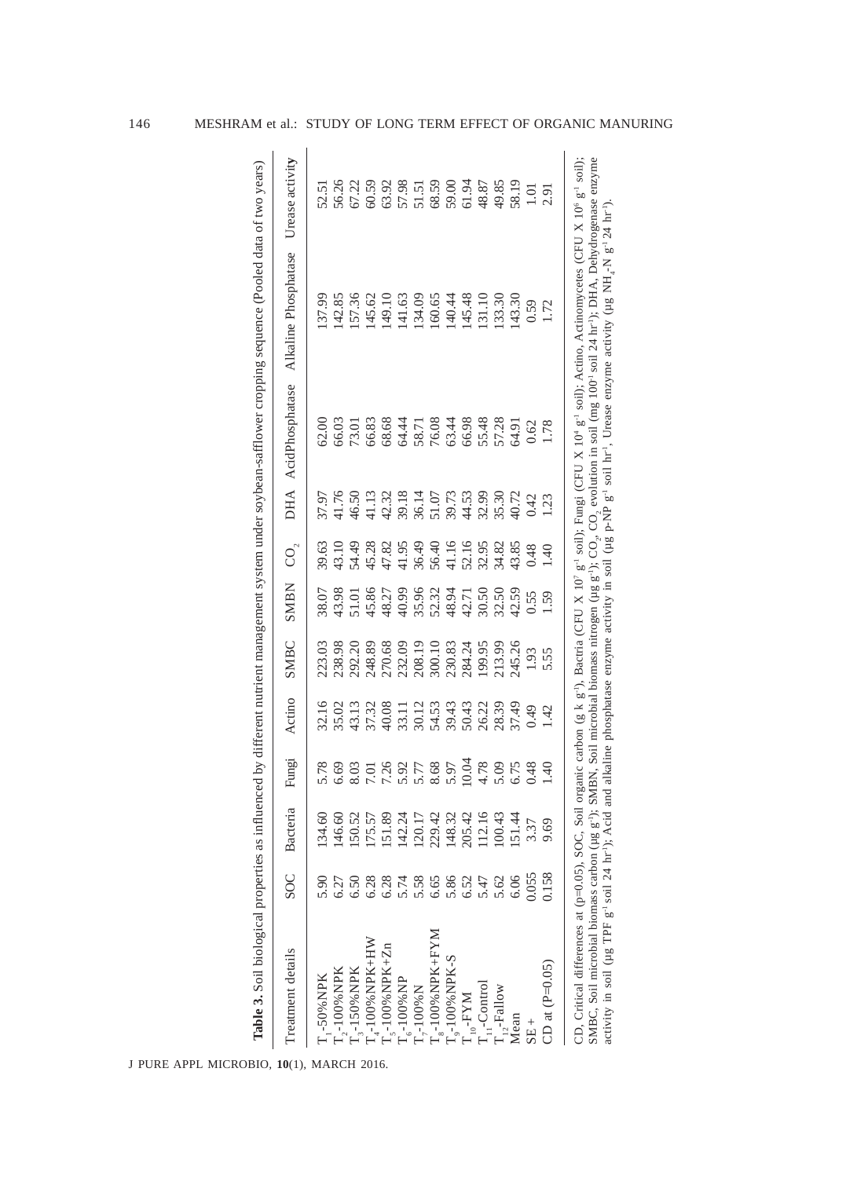**Table 3.** Soil biological properties as influenced by different nutrient management system under soybean-safflower cropping sequence (Pooled data of two years)

| Treatment details | SOC | Bacteria | Fungi | Actino | SMBC | SMBN | $CO_2$ | DHA | AcidPhosphatase | Alkaline Phosphatase | Urease activity |
|---|---|---|---|---|---|---|---|---|---|---|---|
| $T_1$-50%NPK | 5.90 | 134.60 | 5.78 | 32.16 | 223.03 | 38.07 | 39.63 | 37.97 | 62.00 | 137.99 | 52.51 |
| $T_2$-100%NPK | 6.27 | 146.60 | 6.69 | 35.02 | 238.98 | 43.98 | 43.10 | 41.76 | 66.03 | 142.85 | 56.26 |
| $T_3$-150%NPK | 6.50 | 150.52 | 8.03 | 43.13 | 292.20 | 51.01 | 54.49 | 46.50 | 73.01 | 157.36 | 67.22 |
| $T_4$-100%NPK+HW | 6.28 | 175.57 | 7.01 | 37.32 | 248.89 | 45.86 | 45.28 | 41.13 | 66.83 | 145.62 | 60.59 |
| $T_5$-100%NPK+Zn | 6.28 | 151.89 | 7.26 | 40.08 | 270.68 | 48.27 | 47.82 | 42.32 | 68.68 | 149.10 | 63.92 |
| $T_6$-100%NP | 5.74 | 142.24 | 5.92 | 33.11 | 232.09 | 40.99 | 41.95 | 39.18 | 64.44 | 141.63 | 57.98 |
| $T_7$-100%N | 5.58 | 120.17 | 5.77 | 30.12 | 208.19 | 35.96 | 36.49 | 36.14 | 58.71 | 134.09 | 51.51 |
| $T_8$-100%NPK+FYM | 6.65 | 229.42 | 8.68 | 54.53 | 300.10 | 52.32 | 56.40 | 51.07 | 76.08 | 160.65 | 68.59 |
| $T_9$-100%NPK-S | 5.86 | 148.32 | 5.97 | 39.43 | 230.83 | 48.94 | 41.16 | 39.73 | 63.44 | 140.44 | 59.00 |
| $T_{10}$-FYM | 6.52 | 205.42 | 10.04 | 50.43 | 284.24 | 42.71 | 52.16 | 44.53 | 66.98 | 145.48 | 61.94 |
| $T_{11}$-Control | 5.47 | 112.16 | 4.78 | 26.22 | 199.95 | 30.50 | 32.95 | 32.99 | 55.48 | 131.10 | 48.87 |
| $T_{12}$-Fallow | 5.62 | 100.43 | 5.09 | 28.39 | 213.99 | 32.50 | 34.82 | 35.30 | 57.28 | 133.30 | 49.85 |
| Mean | 6.06 | 151.44 | 6.75 | 37.49 | 245.26 | 42.59 | 43.85 | 40.72 | 64.91 | 143.30 | 58.19 |
| SE + | 0.055 | 3.37 | 0.48 | 0.49 | 1.93 | 0.55 | 0.48 | 0.42 | 0.62 | 0.59 | 1.01 |
| CD at (P=0.05) | 0.158 | 9.69 | 1.40 | 1.42 | 5.55 | 1.59 | 1.40 | 1.23 | 1.78 | 1.72 | 2.91 |

CD, Critical differences at (p=0.05), SOC, Soil organic carbon (g k g$^{-1}$), Bactria (CFU X $10^7$ g$^{-1}$ soil); Fungi (CFU X $10^4$ g$^{-1}$ soil); Actino, Actinomycetes (CFU X $10^6$ g$^{-1}$ soil); SMBC, Soil microbial biomass carbon (µg g$^{-1}$); SMBN, Soil microbial biomass nitrogen (µg g$^{-1}$); $CO_2$, $CO_2$ evolution in soil (mg 100$^{-1}$ soil 24 hr$^{-1}$); DHA, Dehydrogenase enzyme activity in soil (µg TPF g$^{-1}$ soil 24 hr$^{-1}$); Acid and alkaline phosphatase enzyme activity in soil (µg p-NP g$^{-1}$ soil hr$^{-1}$, Urease enzyme activity (µg $NH_4$-N g$^{-1}$24 hr$^{-1}$).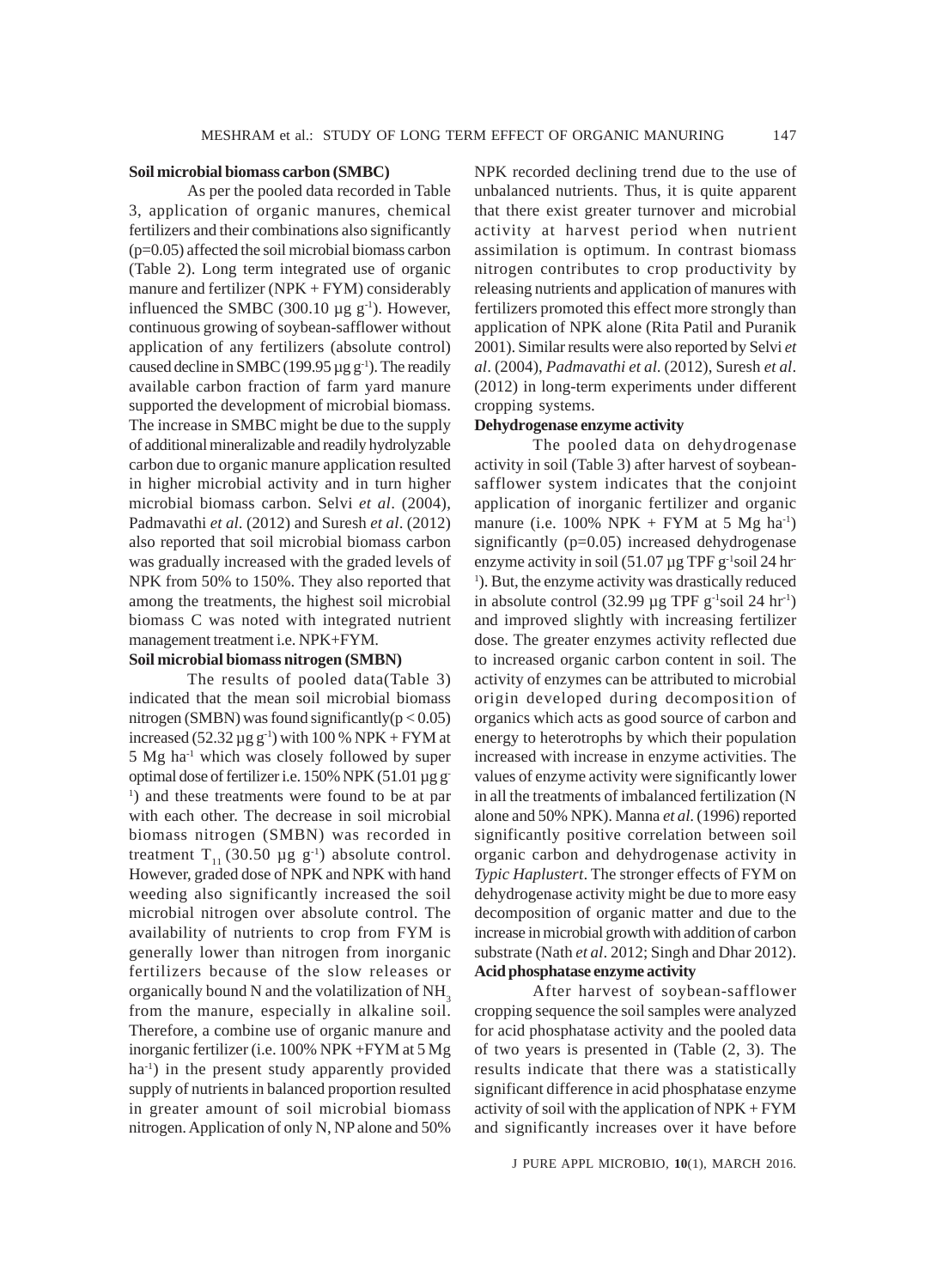**Soil microbial biomass carbon (SMBC)**

As per the pooled data recorded in Table 3, application of organic manures, chemical fertilizers and their combinations also significantly ($p=0.05$) affected the soil microbial biomass carbon (Table 2). Long term integrated use of organic manure and fertilizer (NPK + FYM) considerably influenced the SMBC (300.10 µg $g^{-1}$). However, continuous growing of soybean-safflower without application of any fertilizers (absolute control) caused decline in SMBC (199.95 µg $g^{-1}$). The readily available carbon fraction of farm yard manure supported the development of microbial biomass. The increase in SMBC might be due to the supply of additional mineralizable and readily hydrolyzable carbon due to organic manure application resulted in higher microbial activity and in turn higher microbial biomass carbon. Selvi *et al*. (2004), Padmavathi *et al*. (2012) and Suresh *et al*. (2012) also reported that soil microbial biomass carbon was gradually increased with the graded levels of NPK from 50% to 150%. They also reported that among the treatments, the highest soil microbial biomass C was noted with integrated nutrient management treatment i.e. NPK+FYM.

**Soil microbial biomass nitrogen (SMBN)**

The results of pooled data(Table 3) indicated that the mean soil microbial biomass nitrogen (SMBN) was found significantly($p < 0.05$) increased (52.32 µg $g^{-1}$) with 100 % NPK + FYM at 5 Mg $ha^{-1}$ which was closely followed by super optimal dose of fertilizer i.e. 150% NPK (51.01 µg $g^{-1}$) and these treatments were found to be at par with each other. The decrease in soil microbial biomass nitrogen (SMBN) was recorded in treatment $T_{11}$ (30.50 µg $g^{-1}$) absolute control. However, graded dose of NPK and NPK with hand weeding also significantly increased the soil microbial nitrogen over absolute control. The availability of nutrients to crop from FYM is generally lower than nitrogen from inorganic fertilizers because of the slow releases or organically bound N and the volatilization of $NH_3$ from the manure, especially in alkaline soil. Therefore, a combine use of organic manure and inorganic fertilizer (i.e. 100% NPK +FYM at 5 Mg $ha^{-1}$) in the present study apparently provided supply of nutrients in balanced proportion resulted in greater amount of soil microbial biomass nitrogen. Application of only N, NP alone and 50% NPK recorded declining trend due to the use of unbalanced nutrients. Thus, it is quite apparent that there exist greater turnover and microbial activity at harvest period when nutrient assimilation is optimum. In contrast biomass nitrogen contributes to crop productivity by releasing nutrients and application of manures with fertilizers promoted this effect more strongly than application of NPK alone (Rita Patil and Puranik 2001). Similar results were also reported by Selvi *et al*. (2004), *Padmavathi et al*. (2012), Suresh *et al*. (2012) in long-term experiments under different cropping systems.

**Dehydrogenase enzyme activity**

The pooled data on dehydrogenase activity in soil (Table 3) after harvest of soybean-safflower system indicates that the conjoint application of inorganic fertilizer and organic manure (i.e. 100% NPK + FYM at 5 Mg $ha^{-1}$) significantly ($p=0.05$) increased dehydrogenase enzyme activity in soil (51.07 µg TPF $g^{-1}$soil 24 $hr^{-1}$). But, the enzyme activity was drastically reduced in absolute control (32.99 µg TPF $g^{-1}$soil 24 $hr^{-1}$) and improved slightly with increasing fertilizer dose. The greater enzymes activity reflected due to increased organic carbon content in soil. The activity of enzymes can be attributed to microbial origin developed during decomposition of organics which acts as good source of carbon and energy to heterotrophs by which their population increased with increase in enzyme activities. The values of enzyme activity were significantly lower in all the treatments of imbalanced fertilization (N alone and 50% NPK). Manna *et al*. (1996) reported significantly positive correlation between soil organic carbon and dehydrogenase activity in *Typic Haplustert*. The stronger effects of FYM on dehydrogenase activity might be due to more easy decomposition of organic matter and due to the increase in microbial growth with addition of carbon substrate (Nath *et al*. 2012; Singh and Dhar 2012).

**Acid phosphatase enzyme activity**

After harvest of soybean-safflower cropping sequence the soil samples were analyzed for acid phosphatase activity and the pooled data of two years is presented in (Table (2, 3). The results indicate that there was a statistically significant difference in acid phosphatase enzyme activity of soil with the application of NPK + FYM and significantly increases over it have before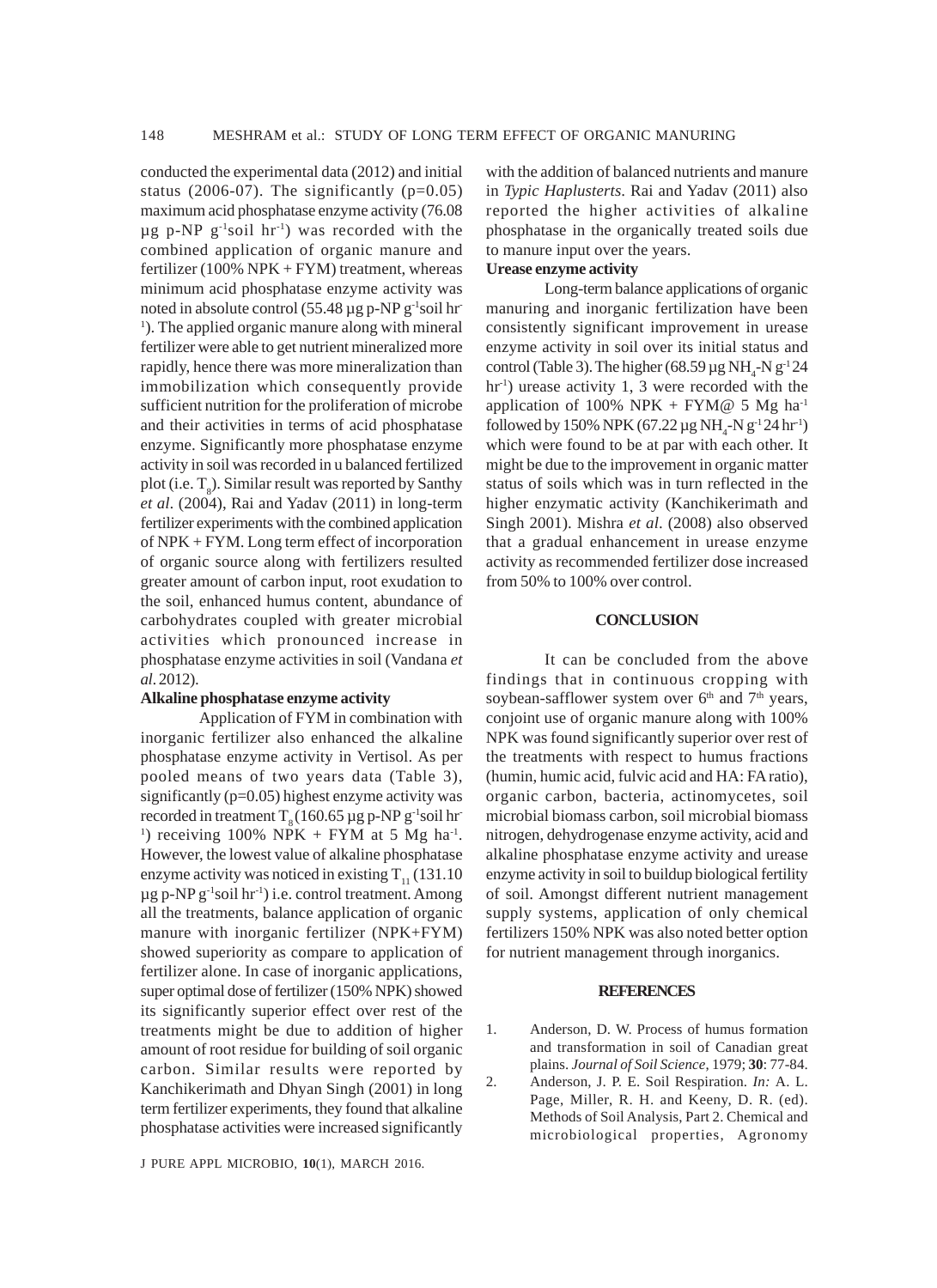conducted the experimental data (2012) and initial status (2006-07). The significantly (p=0.05) maximum acid phosphatase enzyme activity (76.08 µg p-NP $g^{-1}$soil $hr^{-1}$) was recorded with the combined application of organic manure and fertilizer (100% NPK + FYM) treatment, whereas minimum acid phosphatase enzyme activity was noted in absolute control (55.48 µg p-NP $g^{-1}$soil $hr^{-1}$). The applied organic manure along with mineral fertilizer were able to get nutrient mineralized more rapidly, hence there was more mineralization than immobilization which consequently provide sufficient nutrition for the proliferation of microbe and their activities in terms of acid phosphatase enzyme. Significantly more phosphatase enzyme activity in soil was recorded in u balanced fertilized plot (i.e. $T_8$). Similar result was reported by Santhy *et al*. (2004), Rai and Yadav (2011) in long-term fertilizer experiments with the combined application of NPK + FYM. Long term effect of incorporation of organic source along with fertilizers resulted greater amount of carbon input, root exudation to the soil, enhanced humus content, abundance of carbohydrates coupled with greater microbial activities which pronounced increase in phosphatase enzyme activities in soil (Vandana *et al*. 2012).

**Alkaline phosphatase enzyme activity**

Application of FYM in combination with inorganic fertilizer also enhanced the alkaline phosphatase enzyme activity in Vertisol. As per pooled means of two years data (Table 3), significantly (p=0.05) highest enzyme activity was recorded in treatment $T_8$ (160.65 µg p-NP $g^{-1}$soil $hr^{-1}$) receiving 100% NPK + FYM at 5 Mg $ha^{-1}$. However, the lowest value of alkaline phosphatase enzyme activity was noticed in existing $T_{11}$ (131.10 µg p-NP $g^{-1}$soil $hr^{-1}$) i.e. control treatment. Among all the treatments, balance application of organic manure with inorganic fertilizer (NPK+FYM) showed superiority as compare to application of fertilizer alone. In case of inorganic applications, super optimal dose of fertilizer (150% NPK) showed its significantly superior effect over rest of the treatments might be due to addition of higher amount of root residue for building of soil organic carbon. Similar results were reported by Kanchikerimath and Dhyan Singh (2001) in long term fertilizer experiments, they found that alkaline phosphatase activities were increased significantly with the addition of balanced nutrients and manure in *Typic Haplusterts*. Rai and Yadav (2011) also reported the higher activities of alkaline phosphatase in the organically treated soils due to manure input over the years.

**Urease enzyme activity**

Long-term balance applications of organic manuring and inorganic fertilization have been consistently significant improvement in urease enzyme activity in soil over its initial status and control (Table 3). The higher (68.59 µg $NH_4$-N $g^{-1}$ 24 $hr^{-1}$) urease activity 1, 3 were recorded with the application of 100% NPK + FYM@ 5 Mg $ha^{-1}$ followed by 150% NPK (67.22 µg $NH_4$-N $g^{-1}$ 24 $hr^{-1}$) which were found to be at par with each other. It might be due to the improvement in organic matter status of soils which was in turn reflected in the higher enzymatic activity (Kanchikerimath and Singh 2001). Mishra *et al*. (2008) also observed that a gradual enhancement in urease enzyme activity as recommended fertilizer dose increased from 50% to 100% over control.

## CONCLUSION

It can be concluded from the above findings that in continuous cropping with soybean-safflower system over $6^{th}$ and $7^{th}$ years, conjoint use of organic manure along with 100% NPK was found significantly superior over rest of the treatments with respect to humus fractions (humin, humic acid, fulvic acid and HA: FA ratio), organic carbon, bacteria, actinomycetes, soil microbial biomass carbon, soil microbial biomass nitrogen, dehydrogenase enzyme activity, acid and alkaline phosphatase enzyme activity and urease enzyme activity in soil to buildup biological fertility of soil. Amongst different nutrient management supply systems, application of only chemical fertilizers 150% NPK was also noted better option for nutrient management through inorganics.

## REFERENCES

1. Anderson, D. W. Process of humus formation and transformation in soil of Canadian great plains. *Journal of Soil Science*, 1979; **30**: 77-84.
2. Anderson, J. P. E. Soil Respiration. *In:* A. L. Page, Miller, R. H. and Keeny, D. R. (ed). Methods of Soil Analysis, Part 2. Chemical and microbiological properties, Agronomy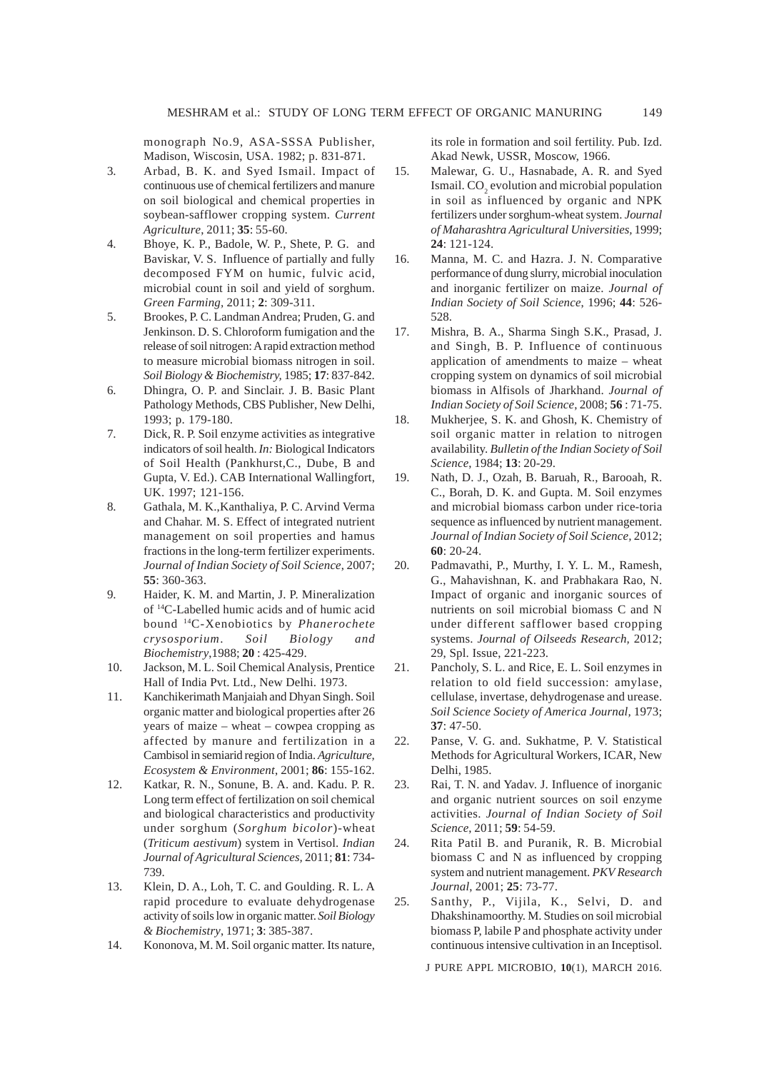monograph No.9, ASA-SSSA Publisher, Madison, Wiscosin, USA. 1982; p. 831-871.

3. Arbad, B. K. and Syed Ismail. Impact of continuous use of chemical fertilizers and manure on soil biological and chemical properties in soybean-safflower cropping system. *Current Agriculture*, 2011; **35**: 55-60.
4. Bhoye, K. P., Badole, W. P., Shete, P. G. and Baviskar, V. S. Influence of partially and fully decomposed FYM on humic, fulvic acid, microbial count in soil and yield of sorghum. *Green Farming*, 2011; **2**: 309-311.
5. Brookes, P. C. Landman Andrea; Pruden, G. and Jenkinson. D. S. Chloroform fumigation and the release of soil nitrogen: A rapid extraction method to measure microbial biomass nitrogen in soil. *Soil Biology & Biochemistry*, 1985; **17**: 837-842.
6. Dhingra, O. P. and Sinclair. J. B. Basic Plant Pathology Methods, CBS Publisher, New Delhi, 1993; p. 179-180.
7. Dick, R. P. Soil enzyme activities as integrative indicators of soil health. *In:* Biological Indicators of Soil Health (Pankhurst,C., Dube, B and Gupta, V. Ed.). CAB International Wallingfort, UK. 1997; 121-156.
8. Gathala, M. K.,Kanthaliya, P. C. Arvind Verma and Chahar. M. S. Effect of integrated nutrient management on soil properties and hamus fractions in the long-term fertilizer experiments. *Journal of Indian Society of Soil Science*, 2007; **55**: 360-363.
9. Haider, K. M. and Martin, J. P. Mineralization of $^{14}C$-Labelled humic acids and of humic acid bound $^{14}C$-Xenobiotics by *Phanerochete crysosporium*. *Soil Biology and Biochemistry*,1988; **20** : 425-429.
10. Jackson, M. L. Soil Chemical Analysis, Prentice Hall of India Pvt. Ltd., New Delhi. 1973.
11. Kanchikerimath Manjaiah and Dhyan Singh. Soil organic matter and biological properties after 26 years of maize – wheat – cowpea cropping as affected by manure and fertilization in a Cambisol in semiarid region of India. *Agriculture, Ecosystem & Environment*, 2001; **86**: 155-162.
12. Katkar, R. N., Sonune, B. A. and. Kadu. P. R. Long term effect of fertilization on soil chemical and biological characteristics and productivity under sorghum (*Sorghum bicolor*)-wheat (*Triticum aestivum*) system in Vertisol. *Indian Journal of Agricultural Sciences*, 2011; **81**: 734-739.
13. Klein, D. A., Loh, T. C. and Goulding. R. L. A rapid procedure to evaluate dehydrogenase activity of soils low in organic matter. *Soil Biology & Biochemistry*, 1971; **3**: 385-387.
14. Kononova, M. M. Soil organic matter. Its nature, its role in formation and soil fertility. Pub. Izd. Akad Newk, USSR, Moscow, 1966.
15. Malewar, G. U., Hasnabade, A. R. and Syed Ismail. $CO_2$ evolution and microbial population in soil as influenced by organic and NPK fertilizers under sorghum-wheat system. *Journal of Maharashtra Agricultural Universities*, 1999; **24**: 121-124.
16. Manna, M. C. and Hazra. J. N. Comparative performance of dung slurry, microbial inoculation and inorganic fertilizer on maize. *Journal of Indian Society of Soil Science*, 1996; **44**: 526-528.
17. Mishra, B. A., Sharma Singh S.K., Prasad, J. and Singh, B. P. Influence of continuous application of amendments to maize – wheat cropping system on dynamics of soil microbial biomass in Alfisols of Jharkhand. *Journal of Indian Society of Soil Science*, 2008; **56** : 71-75.
18. Mukherjee, S. K. and Ghosh, K. Chemistry of soil organic matter in relation to nitrogen availability. *Bulletin of the Indian Society of Soil Science*, 1984; **13**: 20-29.
19. Nath, D. J., Ozah, B. Baruah, R., Barooah, R. C., Borah, D. K. and Gupta. M. Soil enzymes and microbial biomass carbon under rice-toria sequence as influenced by nutrient management. *Journal of Indian Society of Soil Science*, 2012; **60**: 20-24.
20. Padmavathi, P., Murthy, I. Y. L. M., Ramesh, G., Mahavishnan, K. and Prabhakara Rao, N. Impact of organic and inorganic sources of nutrients on soil microbial biomass C and N under different safflower based cropping systems. *Journal of Oilseeds Research*, 2012; 29, Spl. Issue, 221-223.
21. Pancholy, S. L. and Rice, E. L. Soil enzymes in relation to old field succession: amylase, cellulase, invertase, dehydrogenase and urease. *Soil Science Society of America Journal*, 1973; **37**: 47-50.
22. Panse, V. G. and. Sukhatme, P. V. Statistical Methods for Agricultural Workers, ICAR, New Delhi, 1985.
23. Rai, T. N. and Yadav. J. Influence of inorganic and organic nutrient sources on soil enzyme activities. *Journal of Indian Society of Soil Science*, 2011; **59**: 54-59.
24. Rita Patil B. and Puranik, R. B. Microbial biomass C and N as influenced by cropping system and nutrient management. *PKV Research Journal*, 2001; **25**: 73-77.
25. Santhy, P., Vijila, K., Selvi, D. and Dhakshinamoorthy. M. Studies on soil microbial biomass P, labile P and phosphate activity under continuous intensive cultivation in an Inceptisol.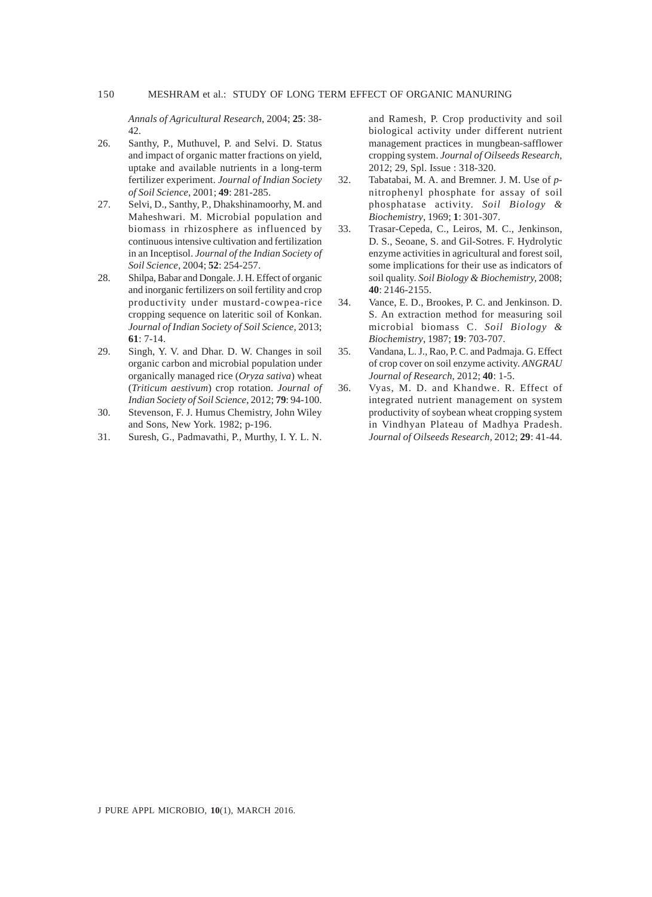*Annals of Agricultural Research*, 2004; **25**: 38-42.

26. Santhy, P., Muthuvel, P. and Selvi. D. Status and impact of organic matter fractions on yield, uptake and available nutrients in a long-term fertilizer experiment. *Journal of Indian Society of Soil Science*, 2001; **49**: 281-285.
27. Selvi, D., Santhy, P., Dhakshinamoorhy, M. and Maheshwari. M. Microbial population and biomass in rhizosphere as influenced by continuous intensive cultivation and fertilization in an Inceptisol. *Journal of the Indian Society of Soil Science*, 2004; **52**: 254-257.
28. Shilpa, Babar and Dongale. J. H. Effect of organic and inorganic fertilizers on soil fertility and crop productivity under mustard-cowpea-rice cropping sequence on lateritic soil of Konkan. *Journal of Indian Society of Soil Science*, 2013; **61**: 7-14.
29. Singh, Y. V. and Dhar. D. W. Changes in soil organic carbon and microbial population under organically managed rice (*Oryza sativa*) wheat (*Triticum aestivum*) crop rotation. *Journal of Indian Society of Soil Science*, 2012; **79**: 94-100.
30. Stevenson, F. J. Humus Chemistry, John Wiley and Sons, New York. 1982; p-196.
31. Suresh, G., Padmavathi, P., Murthy, I. Y. L. N. and Ramesh, P. Crop productivity and soil biological activity under different nutrient management practices in mungbean-safflower cropping system. *Journal of Oilseeds Research*, 2012; 29, Spl. Issue : 318-320.
32. Tabatabai, M. A. and Bremner. J. M. Use of *p*-nitrophenyl phosphate for assay of soil phosphatase activity. *Soil Biology & Biochemistry*, 1969; **1**: 301-307.
33. Trasar-Cepeda, C., Leiros, M. C., Jenkinson, D. S., Seoane, S. and Gil-Sotres. F. Hydrolytic enzyme activities in agricultural and forest soil, some implications for their use as indicators of soil quality. *Soil Biology & Biochemistry*, 2008; **40**: 2146-2155.
34. Vance, E. D., Brookes, P. C. and Jenkinson. D. S. An extraction method for measuring soil microbial biomass C. *Soil Biology & Biochemistry*, 1987; **19**: 703-707.
35. Vandana, L. J., Rao, P. C. and Padmaja. G. Effect of crop cover on soil enzyme activity. *ANGRAU Journal of Research*, 2012; **40**: 1-5.
36. Vyas, M. D. and Khandwe. R. Effect of integrated nutrient management on system productivity of soybean wheat cropping system in Vindhyan Plateau of Madhya Pradesh. *Journal of Oilseeds Research*, 2012; **29**: 41-44.